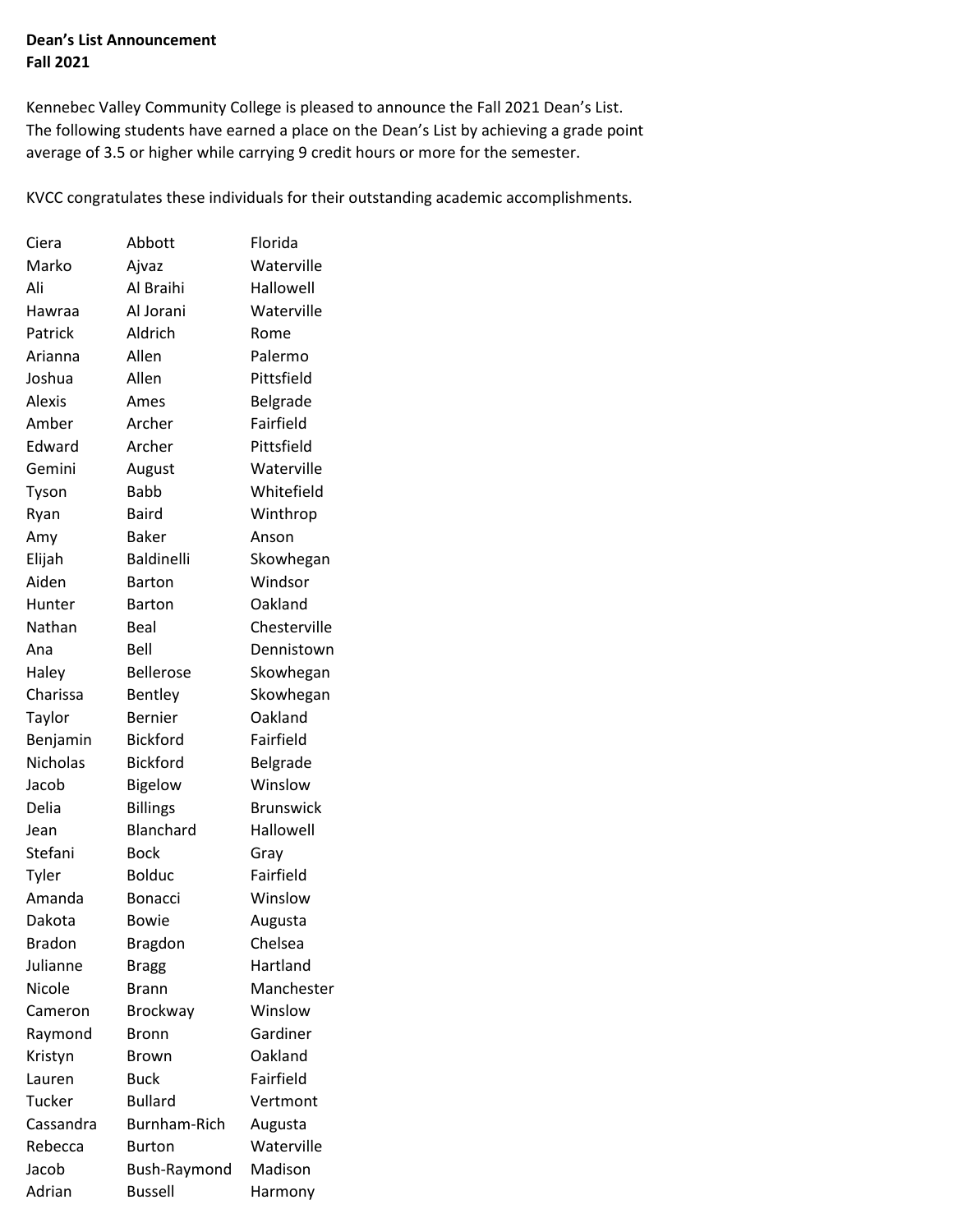**Dean's List Announcement**
**Fall 2021**

Kennebec Valley Community College is pleased to announce the Fall 2021 Dean's List. The following students have earned a place on the Dean's List by achieving a grade point average of 3.5 or higher while carrying 9 credit hours or more for the semester.

KVCC congratulates these individuals for their outstanding academic accomplishments.

| | | |
|---|---|---|
| Ciera | Abbott | Florida |
| Marko | Ajvaz | Waterville |
| Ali | Al Braihi | Hallowell |
| Hawraa | Al Jorani | Waterville |
| Patrick | Aldrich | Rome |
| Arianna | Allen | Palermo |
| Joshua | Allen | Pittsfield |
| Alexis | Ames | Belgrade |
| Amber | Archer | Fairfield |
| Edward | Archer | Pittsfield |
| Gemini | August | Waterville |
| Tyson | Babb | Whitefield |
| Ryan | Baird | Winthrop |
| Amy | Baker | Anson |
| Elijah | Baldinelli | Skowhegan |
| Aiden | Barton | Windsor |
| Hunter | Barton | Oakland |
| Nathan | Beal | Chesterville |
| Ana | Bell | Dennistown |
| Haley | Bellerose | Skowhegan |
| Charissa | Bentley | Skowhegan |
| Taylor | Bernier | Oakland |
| Benjamin | Bickford | Fairfield |
| Nicholas | Bickford | Belgrade |
| Jacob | Bigelow | Winslow |
| Delia | Billings | Brunswick |
| Jean | Blanchard | Hallowell |
| Stefani | Bock | Gray |
| Tyler | Bolduc | Fairfield |
| Amanda | Bonacci | Winslow |
| Dakota | Bowie | Augusta |
| Bradon | Bragdon | Chelsea |
| Julianne | Bragg | Hartland |
| Nicole | Brann | Manchester |
| Cameron | Brockway | Winslow |
| Raymond | Bronn | Gardiner |
| Kristyn | Brown | Oakland |
| Lauren | Buck | Fairfield |
| Tucker | Bullard | Vertmont |
| Cassandra | Burnham-Rich | Augusta |
| Rebecca | Burton | Waterville |
| Jacob | Bush-Raymond | Madison |
| Adrian | Bussell | Harmony |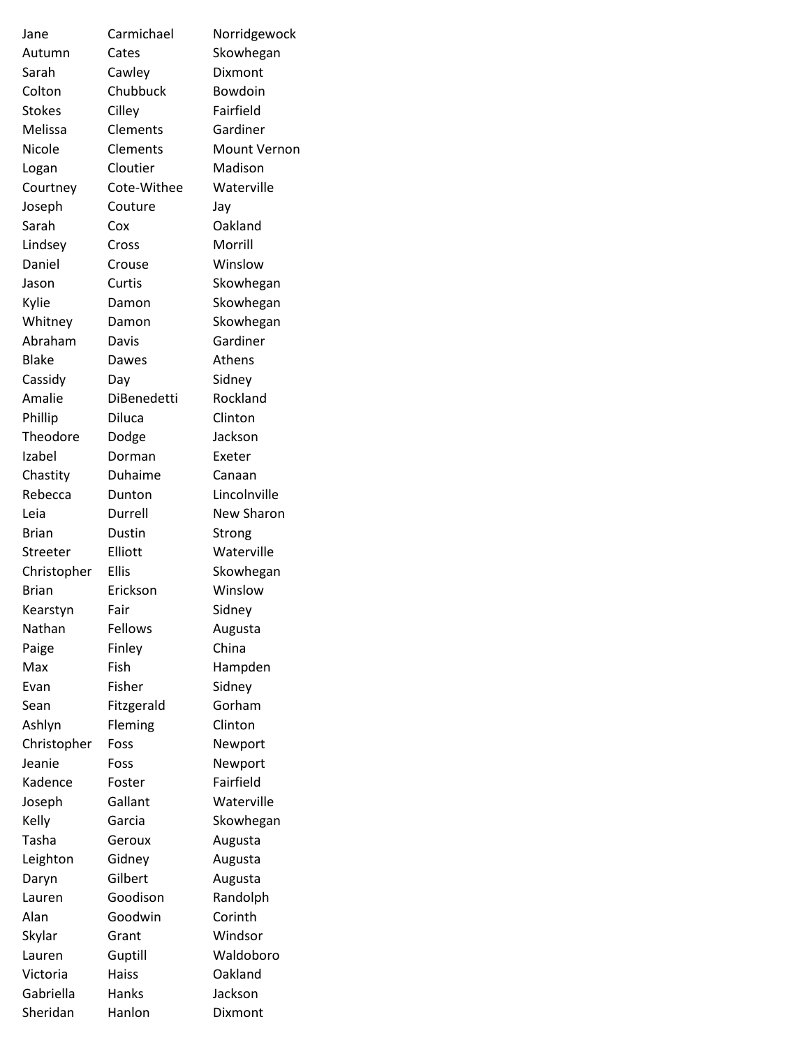| | | |
|---|---|---|
| Jane | Carmichael | Norridgewock |
| Autumn | Cates | Skowhegan |
| Sarah | Cawley | Dixmont |
| Colton | Chubbuck | Bowdoin |
| Stokes | Cilley | Fairfield |
| Melissa | Clements | Gardiner |
| Nicole | Clements | Mount Vernon |
| Logan | Cloutier | Madison |
| Courtney | Cote-Withee | Waterville |
| Joseph | Couture | Jay |
| Sarah | Cox | Oakland |
| Lindsey | Cross | Morrill |
| Daniel | Crouse | Winslow |
| Jason | Curtis | Skowhegan |
| Kylie | Damon | Skowhegan |
| Whitney | Damon | Skowhegan |
| Abraham | Davis | Gardiner |
| Blake | Dawes | Athens |
| Cassidy | Day | Sidney |
| Amalie | DiBenedetti | Rockland |
| Phillip | Diluca | Clinton |
| Theodore | Dodge | Jackson |
| Izabel | Dorman | Exeter |
| Chastity | Duhaime | Canaan |
| Rebecca | Dunton | Lincolnville |
| Leia | Durrell | New Sharon |
| Brian | Dustin | Strong |
| Streeter | Elliott | Waterville |
| Christopher | Ellis | Skowhegan |
| Brian | Erickson | Winslow |
| Kearstyn | Fair | Sidney |
| Nathan | Fellows | Augusta |
| Paige | Finley | China |
| Max | Fish | Hampden |
| Evan | Fisher | Sidney |
| Sean | Fitzgerald | Gorham |
| Ashlyn | Fleming | Clinton |
| Christopher | Foss | Newport |
| Jeanie | Foss | Newport |
| Kadence | Foster | Fairfield |
| Joseph | Gallant | Waterville |
| Kelly | Garcia | Skowhegan |
| Tasha | Geroux | Augusta |
| Leighton | Gidney | Augusta |
| Daryn | Gilbert | Augusta |
| Lauren | Goodison | Randolph |
| Alan | Goodwin | Corinth |
| Skylar | Grant | Windsor |
| Lauren | Guptill | Waldoboro |
| Victoria | Haiss | Oakland |
| Gabriella | Hanks | Jackson |
| Sheridan | Hanlon | Dixmont |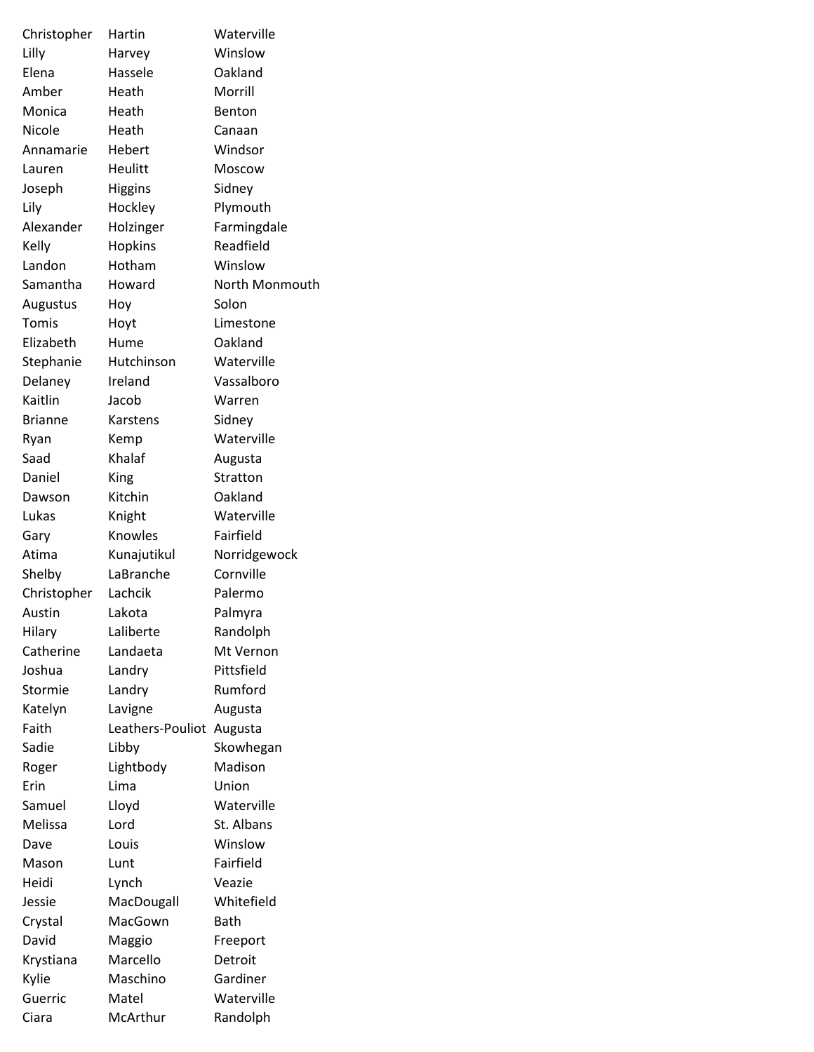| | | |
|---|---|---|
| Christopher | Hartin | Waterville |
| Lilly | Harvey | Winslow |
| Elena | Hassele | Oakland |
| Amber | Heath | Morrill |
| Monica | Heath | Benton |
| Nicole | Heath | Canaan |
| Annamarie | Hebert | Windsor |
| Lauren | Heulitt | Moscow |
| Joseph | Higgins | Sidney |
| Lily | Hockley | Plymouth |
| Alexander | Holzinger | Farmingdale |
| Kelly | Hopkins | Readfield |
| Landon | Hotham | Winslow |
| Samantha | Howard | North Monmouth |
| Augustus | Hoy | Solon |
| Tomis | Hoyt | Limestone |
| Elizabeth | Hume | Oakland |
| Stephanie | Hutchinson | Waterville |
| Delaney | Ireland | Vassalboro |
| Kaitlin | Jacob | Warren |
| Brianne | Karstens | Sidney |
| Ryan | Kemp | Waterville |
| Saad | Khalaf | Augusta |
| Daniel | King | Stratton |
| Dawson | Kitchin | Oakland |
| Lukas | Knight | Waterville |
| Gary | Knowles | Fairfield |
| Atima | Kunajutikul | Norridgewock |
| Shelby | LaBranche | Cornville |
| Christopher | Lachcik | Palermo |
| Austin | Lakota | Palmyra |
| Hilary | Laliberte | Randolph |
| Catherine | Landaeta | Mt Vernon |
| Joshua | Landry | Pittsfield |
| Stormie | Landry | Rumford |
| Katelyn | Lavigne | Augusta |
| Faith | Leathers-Pouliot | Augusta |
| Sadie | Libby | Skowhegan |
| Roger | Lightbody | Madison |
| Erin | Lima | Union |
| Samuel | Lloyd | Waterville |
| Melissa | Lord | St. Albans |
| Dave | Louis | Winslow |
| Mason | Lunt | Fairfield |
| Heidi | Lynch | Veazie |
| Jessie | MacDougall | Whitefield |
| Crystal | MacGown | Bath |
| David | Maggio | Freeport |
| Krystiana | Marcello | Detroit |
| Kylie | Maschino | Gardiner |
| Guerric | Matel | Waterville |
| Ciara | McArthur | Randolph |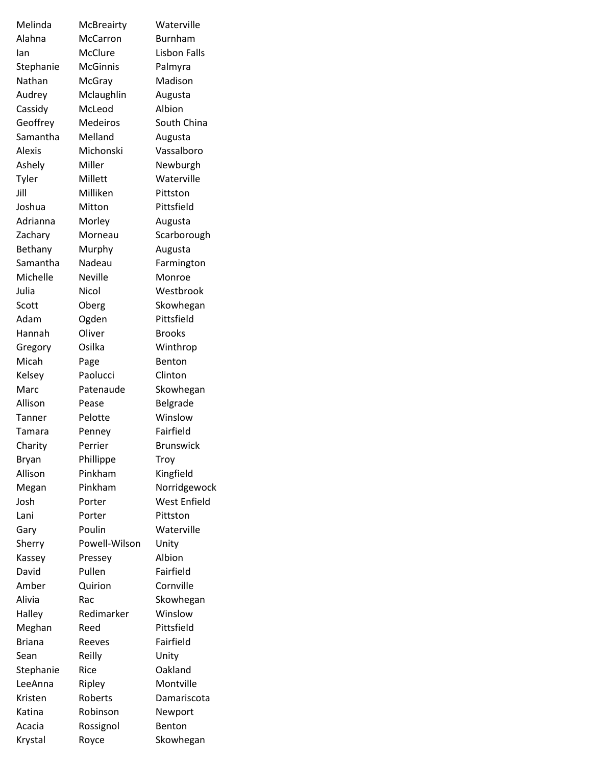| | | |
|---|---|---|
| Melinda | McBreairty | Waterville |
| Alahna | McCarron | Burnham |
| Ian | McClure | Lisbon Falls |
| Stephanie | McGinnis | Palmyra |
| Nathan | McGray | Madison |
| Audrey | Mclaughlin | Augusta |
| Cassidy | McLeod | Albion |
| Geoffrey | Medeiros | South China |
| Samantha | Melland | Augusta |
| Alexis | Michonski | Vassalboro |
| Ashely | Miller | Newburgh |
| Tyler | Millett | Waterville |
| Jill | Milliken | Pittston |
| Joshua | Mitton | Pittsfield |
| Adrianna | Morley | Augusta |
| Zachary | Morneau | Scarborough |
| Bethany | Murphy | Augusta |
| Samantha | Nadeau | Farmington |
| Michelle | Neville | Monroe |
| Julia | Nicol | Westbrook |
| Scott | Oberg | Skowhegan |
| Adam | Ogden | Pittsfield |
| Hannah | Oliver | Brooks |
| Gregory | Osilka | Winthrop |
| Micah | Page | Benton |
| Kelsey | Paolucci | Clinton |
| Marc | Patenaude | Skowhegan |
| Allison | Pease | Belgrade |
| Tanner | Pelotte | Winslow |
| Tamara | Penney | Fairfield |
| Charity | Perrier | Brunswick |
| Bryan | Phillippe | Troy |
| Allison | Pinkham | Kingfield |
| Megan | Pinkham | Norridgewock |
| Josh | Porter | West Enfield |
| Lani | Porter | Pittston |
| Gary | Poulin | Waterville |
| Sherry | Powell-Wilson | Unity |
| Kassey | Pressey | Albion |
| David | Pullen | Fairfield |
| Amber | Quirion | Cornville |
| Alivia | Rac | Skowhegan |
| Halley | Redimarker | Winslow |
| Meghan | Reed | Pittsfield |
| Briana | Reeves | Fairfield |
| Sean | Reilly | Unity |
| Stephanie | Rice | Oakland |
| LeeAnna | Ripley | Montville |
| Kristen | Roberts | Damariscota |
| Katina | Robinson | Newport |
| Acacia | Rossignol | Benton |
| Krystal | Royce | Skowhegan |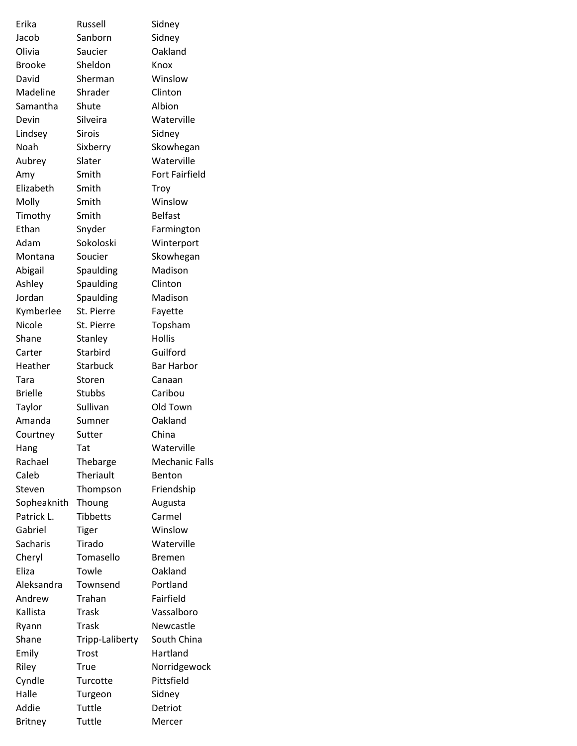| | | |
|---|---|---|
| Erika | Russell | Sidney |
| Jacob | Sanborn | Sidney |
| Olivia | Saucier | Oakland |
| Brooke | Sheldon | Knox |
| David | Sherman | Winslow |
| Madeline | Shrader | Clinton |
| Samantha | Shute | Albion |
| Devin | Silveira | Waterville |
| Lindsey | Sirois | Sidney |
| Noah | Sixberry | Skowhegan |
| Aubrey | Slater | Waterville |
| Amy | Smith | Fort Fairfield |
| Elizabeth | Smith | Troy |
| Molly | Smith | Winslow |
| Timothy | Smith | Belfast |
| Ethan | Snyder | Farmington |
| Adam | Sokoloski | Winterport |
| Montana | Soucier | Skowhegan |
| Abigail | Spaulding | Madison |
| Ashley | Spaulding | Clinton |
| Jordan | Spaulding | Madison |
| Kymberlee | St. Pierre | Fayette |
| Nicole | St. Pierre | Topsham |
| Shane | Stanley | Hollis |
| Carter | Starbird | Guilford |
| Heather | Starbuck | Bar Harbor |
| Tara | Storen | Canaan |
| Brielle | Stubbs | Caribou |
| Taylor | Sullivan | Old Town |
| Amanda | Sumner | Oakland |
| Courtney | Sutter | China |
| Hang | Tat | Waterville |
| Rachael | Thebarge | Mechanic Falls |
| Caleb | Theriault | Benton |
| Steven | Thompson | Friendship |
| Sopheaknith | Thoung | Augusta |
| Patrick L. | Tibbetts | Carmel |
| Gabriel | Tiger | Winslow |
| Sacharis | Tirado | Waterville |
| Cheryl | Tomasello | Bremen |
| Eliza | Towle | Oakland |
| Aleksandra | Townsend | Portland |
| Andrew | Trahan | Fairfield |
| Kallista | Trask | Vassalboro |
| Ryann | Trask | Newcastle |
| Shane | Tripp-Laliberty | South China |
| Emily | Trost | Hartland |
| Riley | True | Norridgewock |
| Cyndle | Turcotte | Pittsfield |
| Halle | Turgeon | Sidney |
| Addie | Tuttle | Detriot |
| Britney | Tuttle | Mercer |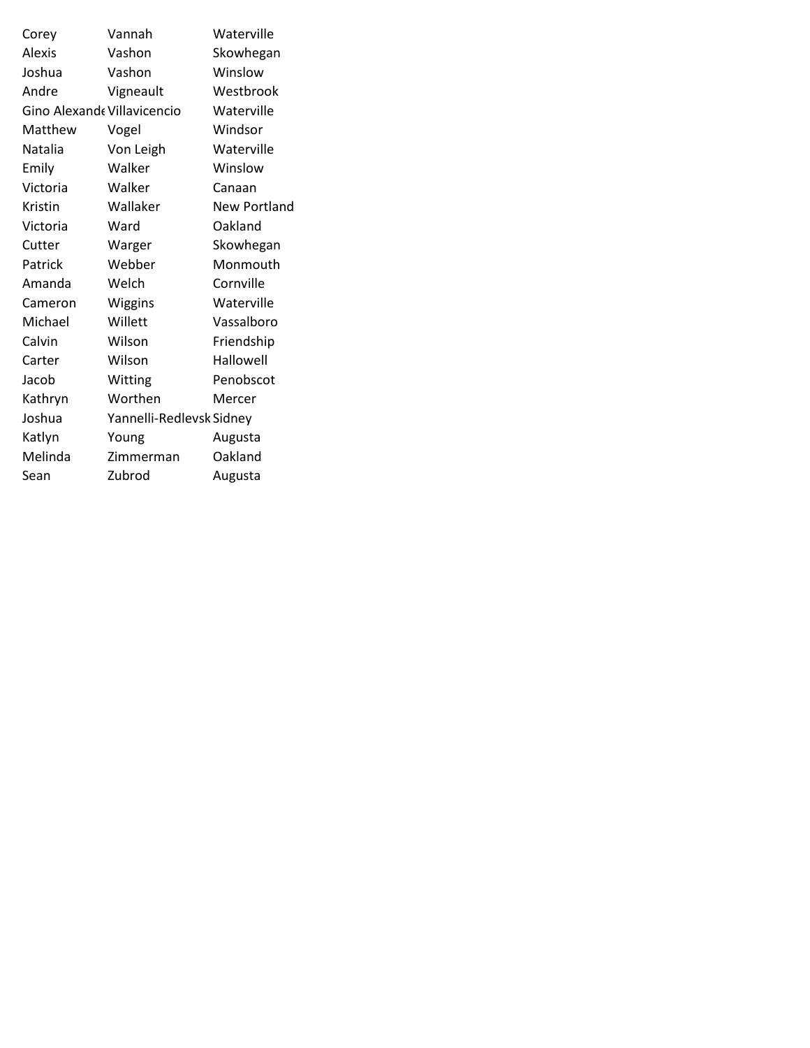| | | |
|---|---|---|
| Corey | Vannah | Waterville |
| Alexis | Vashon | Skowhegan |
| Joshua | Vashon | Winslow |
| Andre | Vigneault | Westbrook |
| Gino Alexande | Villavicencio | Waterville |
| Matthew | Vogel | Windsor |
| Natalia | Von Leigh | Waterville |
| Emily | Walker | Winslow |
| Victoria | Walker | Canaan |
| Kristin | Wallaker | New Portland |
| Victoria | Ward | Oakland |
| Cutter | Warger | Skowhegan |
| Patrick | Webber | Monmouth |
| Amanda | Welch | Cornville |
| Cameron | Wiggins | Waterville |
| Michael | Willett | Vassalboro |
| Calvin | Wilson | Friendship |
| Carter | Wilson | Hallowell |
| Jacob | Witting | Penobscot |
| Kathryn | Worthen | Mercer |
| Joshua | Yannelli-Redlevsk | Sidney |
| Katlyn | Young | Augusta |
| Melinda | Zimmerman | Oakland |
| Sean | Zubrod | Augusta |